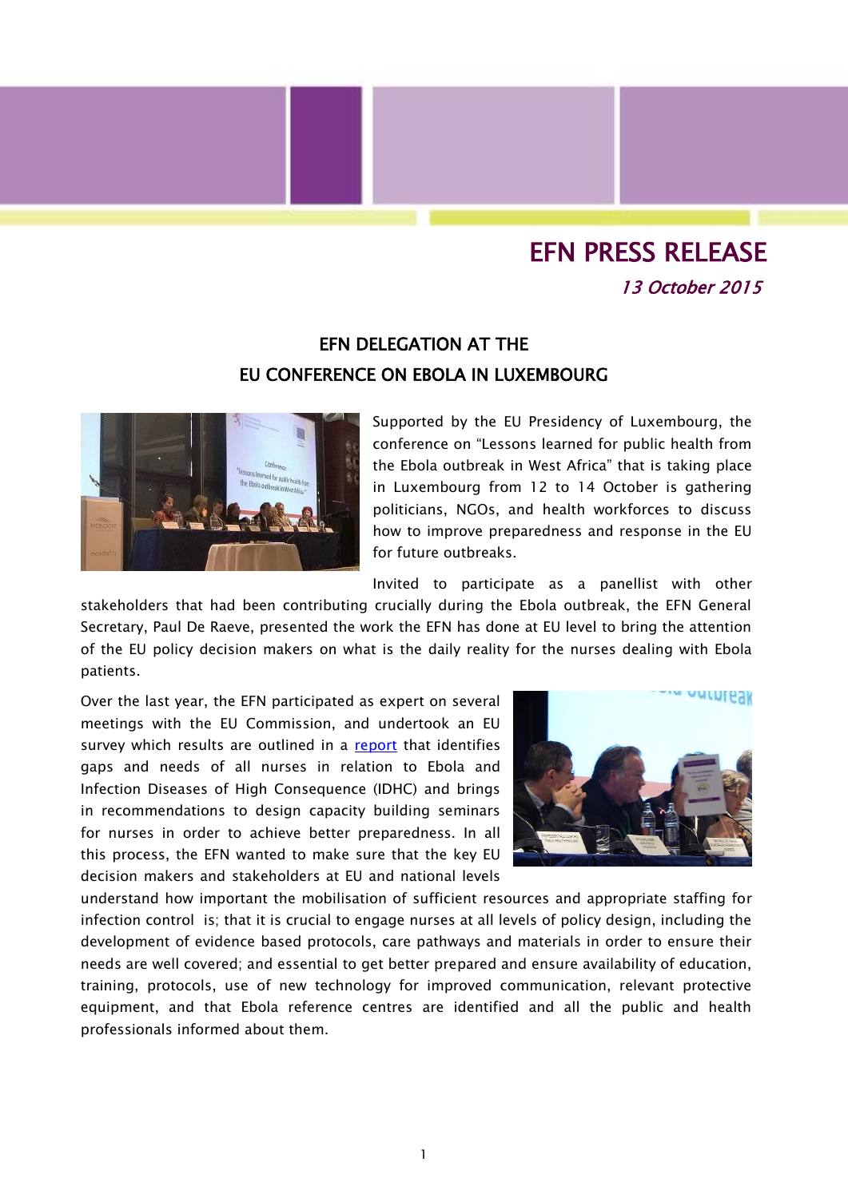# EFN PRESS RELEASE

*13 October 2015*

## EFN DELEGATION AT THE EU CONFERENCE ON EBOLA IN LUXEMBOURG

Supported by the EU Presidency of Luxembourg, the conference on "Lessons learned for public health from the Ebola outbreak in West Africa" that is taking place in Luxembourg from 12 to 14 October is gathering politicians, NGOs, and health workforces to discuss how to improve preparedness and response in the EU for future outbreaks.

Invited to participate as a panellist with other stakeholders that had been contributing crucially during the Ebola outbreak, the EFN General Secretary, Paul De Raeve, presented the work the EFN has done at EU level to bring the attention of the EU policy decision makers on what is the daily reality for the nurses dealing with Ebola patients.

Over the last year, the EFN participated as expert on several meetings with the EU Commission, and undertook an EU survey which results are outlined in a [report]() that identifies gaps and needs of all nurses in relation to Ebola and Infection Diseases of High Consequence (IDHC) and brings in recommendations to design capacity building seminars for nurses in order to achieve better preparedness. In all this process, the EFN wanted to make sure that the key EU decision makers and stakeholders at EU and national levels understand how important the mobilisation of sufficient resources and appropriate staffing for infection control is; that it is crucial to engage nurses at all levels of policy design, including the development of evidence based protocols, care pathways and materials in order to ensure their needs are well covered; and essential to get better prepared and ensure availability of education, training, protocols, use of new technology for improved communication, relevant protective equipment, and that Ebola reference centres are identified and all the public and health professionals informed about them.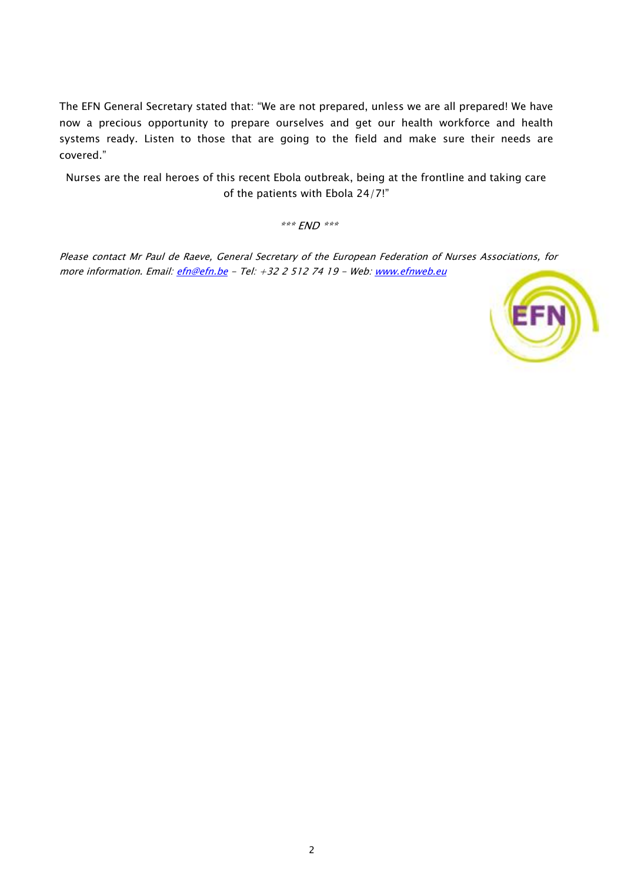The EFN General Secretary stated that: "We are not prepared, unless we are all prepared! We have now a precious opportunity to prepare ourselves and get our health workforce and health systems ready. Listen to those that are going to the field and make sure their needs are covered."

Nurses are the real heroes of this recent Ebola outbreak, being at the frontline and taking care of the patients with Ebola 24/7!"

*\*\*\* END \*\*\**

*Please contact Mr Paul de Raeve, General Secretary of the European Federation of Nurses Associations, for more information. Email: efn@efn.be - Tel: +32 2 512 74 19 - Web: www.efnweb.eu*